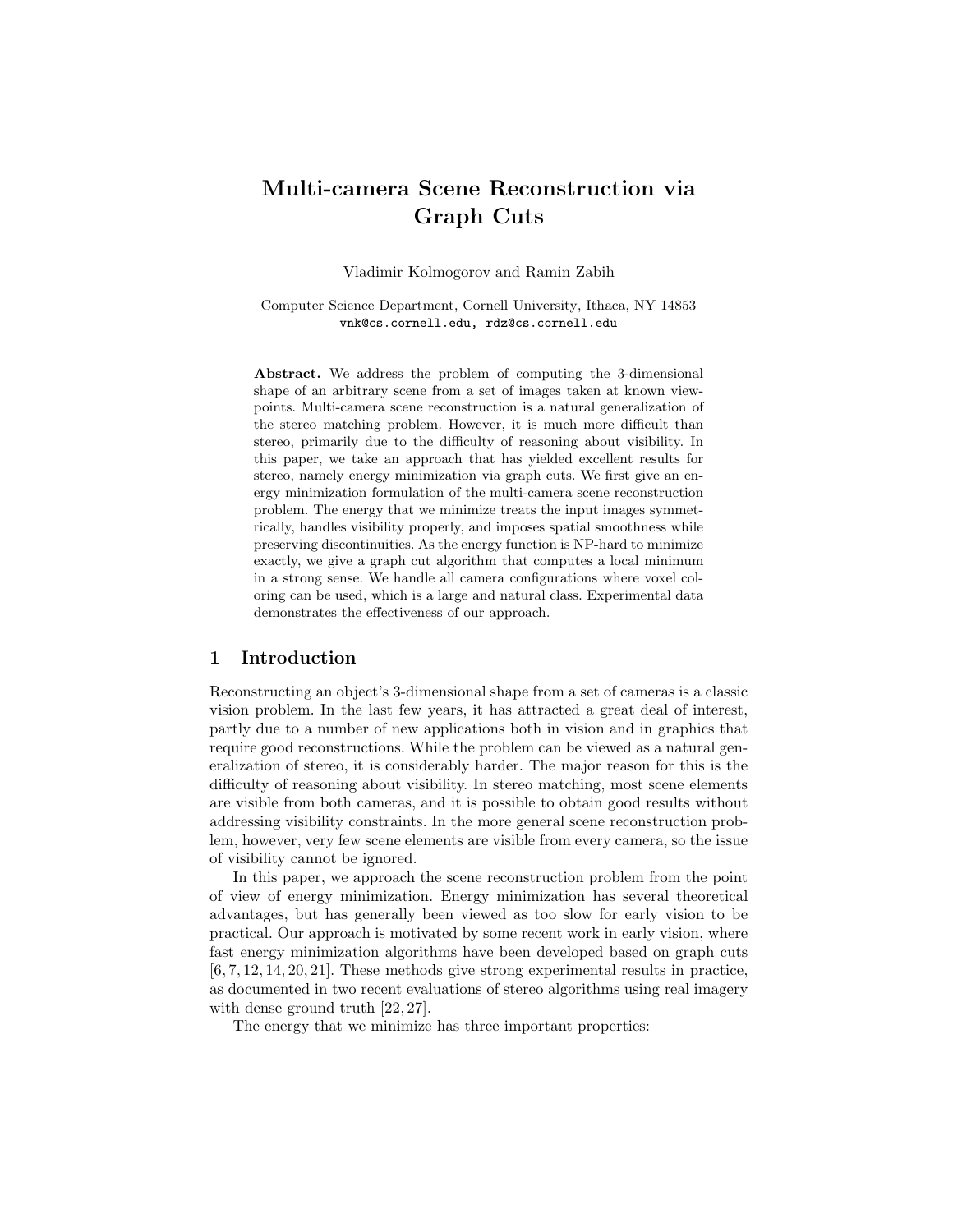# Multi-camera Scene Reconstruction via Graph Cuts

Vladimir Kolmogorov and Ramin Zabih

Computer Science Department, Cornell University, Ithaca, NY 14853
vnk@cs.cornell.edu, rdz@cs.cornell.edu

**Abstract.** We address the problem of computing the 3-dimensional shape of an arbitrary scene from a set of images taken at known viewpoints. Multi-camera scene reconstruction is a natural generalization of the stereo matching problem. However, it is much more difficult than stereo, primarily due to the difficulty of reasoning about visibility. In this paper, we take an approach that has yielded excellent results for stereo, namely energy minimization via graph cuts. We first give an energy minimization formulation of the multi-camera scene reconstruction problem. The energy that we minimize treats the input images symmetrically, handles visibility properly, and imposes spatial smoothness while preserving discontinuities. As the energy function is NP-hard to minimize exactly, we give a graph cut algorithm that computes a local minimum in a strong sense. We handle all camera configurations where voxel coloring can be used, which is a large and natural class. Experimental data demonstrates the effectiveness of our approach.

## 1 Introduction

Reconstructing an object's 3-dimensional shape from a set of cameras is a classic vision problem. In the last few years, it has attracted a great deal of interest, partly due to a number of new applications both in vision and in graphics that require good reconstructions. While the problem can be viewed as a natural generalization of stereo, it is considerably harder. The major reason for this is the difficulty of reasoning about visibility. In stereo matching, most scene elements are visible from both cameras, and it is possible to obtain good results without addressing visibility constraints. In the more general scene reconstruction problem, however, very few scene elements are visible from every camera, so the issue of visibility cannot be ignored.

In this paper, we approach the scene reconstruction problem from the point of view of energy minimization. Energy minimization has several theoretical advantages, but has generally been viewed as too slow for early vision to be practical. Our approach is motivated by some recent work in early vision, where fast energy minimization algorithms have been developed based on graph cuts [6, 7, 12, 14, 20, 21]. These methods give strong experimental results in practice, as documented in two recent evaluations of stereo algorithms using real imagery with dense ground truth [22, 27].

The energy that we minimize has three important properties: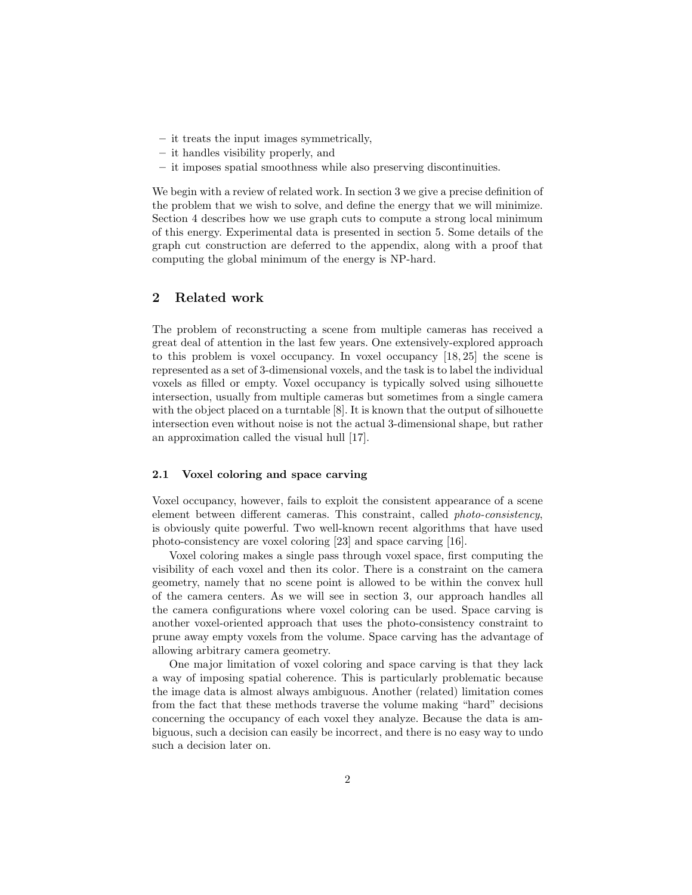– it treats the input images symmetrically,
– it handles visibility properly, and
– it imposes spatial smoothness while also preserving discontinuities.

We begin with a review of related work. In section 3 we give a precise definition of the problem that we wish to solve, and define the energy that we will minimize. Section 4 describes how we use graph cuts to compute a strong local minimum of this energy. Experimental data is presented in section 5. Some details of the graph cut construction are deferred to the appendix, along with a proof that computing the global minimum of the energy is NP-hard.

## 2 Related work

The problem of reconstructing a scene from multiple cameras has received a great deal of attention in the last few years. One extensively-explored approach to this problem is voxel occupancy. In voxel occupancy [18, 25] the scene is represented as a set of 3-dimensional voxels, and the task is to label the individual voxels as filled or empty. Voxel occupancy is typically solved using silhouette intersection, usually from multiple cameras but sometimes from a single camera with the object placed on a turntable [8]. It is known that the output of silhouette intersection even without noise is not the actual 3-dimensional shape, but rather an approximation called the visual hull [17].

### 2.1 Voxel coloring and space carving

Voxel occupancy, however, fails to exploit the consistent appearance of a scene element between different cameras. This constraint, called *photo-consistency*, is obviously quite powerful. Two well-known recent algorithms that have used photo-consistency are voxel coloring [23] and space carving [16].

Voxel coloring makes a single pass through voxel space, first computing the visibility of each voxel and then its color. There is a constraint on the camera geometry, namely that no scene point is allowed to be within the convex hull of the camera centers. As we will see in section 3, our approach handles all the camera configurations where voxel coloring can be used. Space carving is another voxel-oriented approach that uses the photo-consistency constraint to prune away empty voxels from the volume. Space carving has the advantage of allowing arbitrary camera geometry.

One major limitation of voxel coloring and space carving is that they lack a way of imposing spatial coherence. This is particularly problematic because the image data is almost always ambiguous. Another (related) limitation comes from the fact that these methods traverse the volume making "hard" decisions concerning the occupancy of each voxel they analyze. Because the data is ambiguous, such a decision can easily be incorrect, and there is no easy way to undo such a decision later on.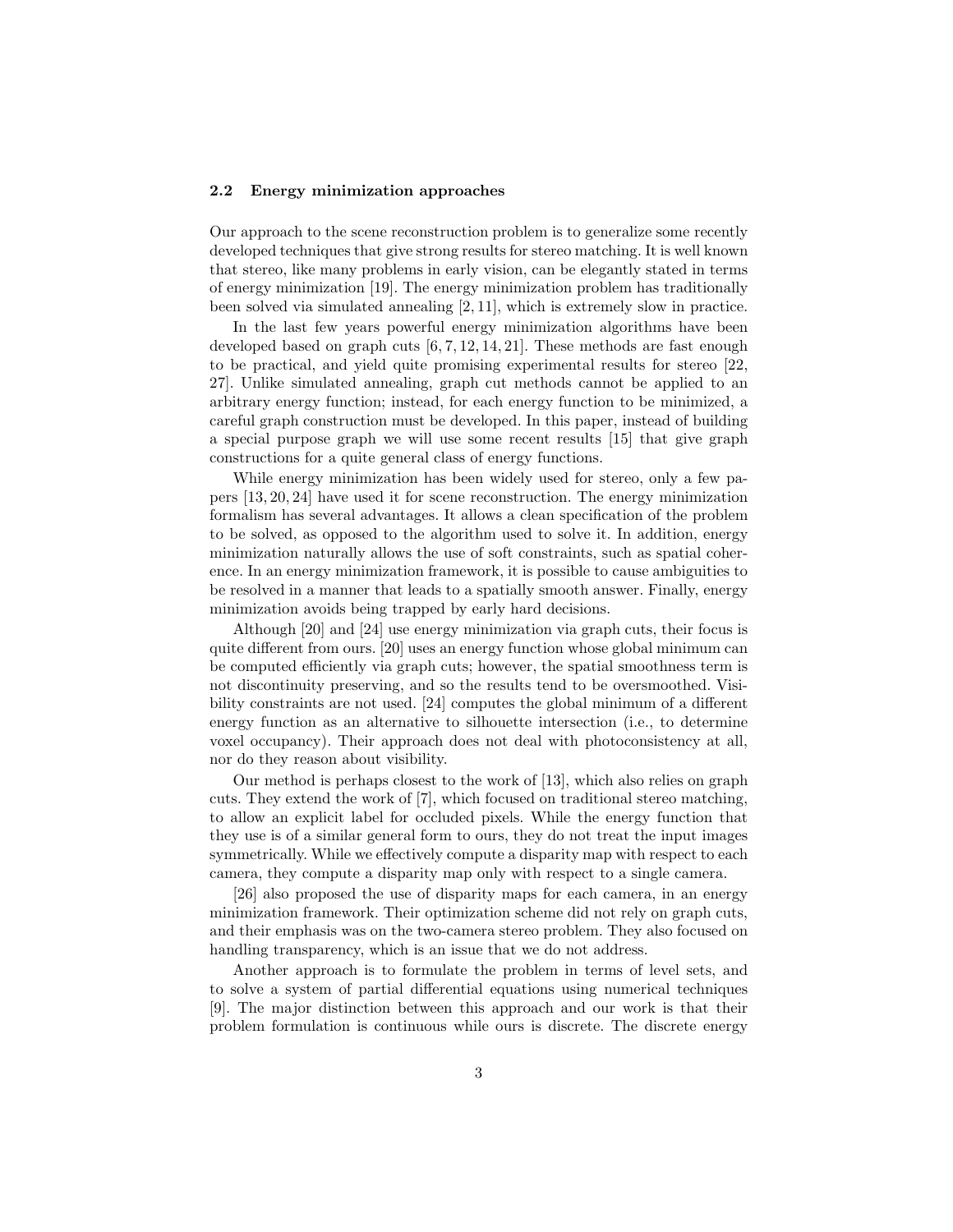### 2.2 Energy minimization approaches

Our approach to the scene reconstruction problem is to generalize some recently developed techniques that give strong results for stereo matching. It is well known that stereo, like many problems in early vision, can be elegantly stated in terms of energy minimization [19]. The energy minimization problem has traditionally been solved via simulated annealing [2, 11], which is extremely slow in practice.

In the last few years powerful energy minimization algorithms have been developed based on graph cuts [6, 7, 12, 14, 21]. These methods are fast enough to be practical, and yield quite promising experimental results for stereo [22, 27]. Unlike simulated annealing, graph cut methods cannot be applied to an arbitrary energy function; instead, for each energy function to be minimized, a careful graph construction must be developed. In this paper, instead of building a special purpose graph we will use some recent results [15] that give graph constructions for a quite general class of energy functions.

While energy minimization has been widely used for stereo, only a few papers [13, 20, 24] have used it for scene reconstruction. The energy minimization formalism has several advantages. It allows a clean specification of the problem to be solved, as opposed to the algorithm used to solve it. In addition, energy minimization naturally allows the use of soft constraints, such as spatial coherence. In an energy minimization framework, it is possible to cause ambiguities to be resolved in a manner that leads to a spatially smooth answer. Finally, energy minimization avoids being trapped by early hard decisions.

Although [20] and [24] use energy minimization via graph cuts, their focus is quite different from ours. [20] uses an energy function whose global minimum can be computed efficiently via graph cuts; however, the spatial smoothness term is not discontinuity preserving, and so the results tend to be oversmoothed. Visibility constraints are not used. [24] computes the global minimum of a different energy function as an alternative to silhouette intersection (i.e., to determine voxel occupancy). Their approach does not deal with photoconsistency at all, nor do they reason about visibility.

Our method is perhaps closest to the work of [13], which also relies on graph cuts. They extend the work of [7], which focused on traditional stereo matching, to allow an explicit label for occluded pixels. While the energy function that they use is of a similar general form to ours, they do not treat the input images symmetrically. While we effectively compute a disparity map with respect to each camera, they compute a disparity map only with respect to a single camera.

[26] also proposed the use of disparity maps for each camera, in an energy minimization framework. Their optimization scheme did not rely on graph cuts, and their emphasis was on the two-camera stereo problem. They also focused on handling transparency, which is an issue that we do not address.

Another approach is to formulate the problem in terms of level sets, and to solve a system of partial differential equations using numerical techniques [9]. The major distinction between this approach and our work is that their problem formulation is continuous while ours is discrete. The discrete energy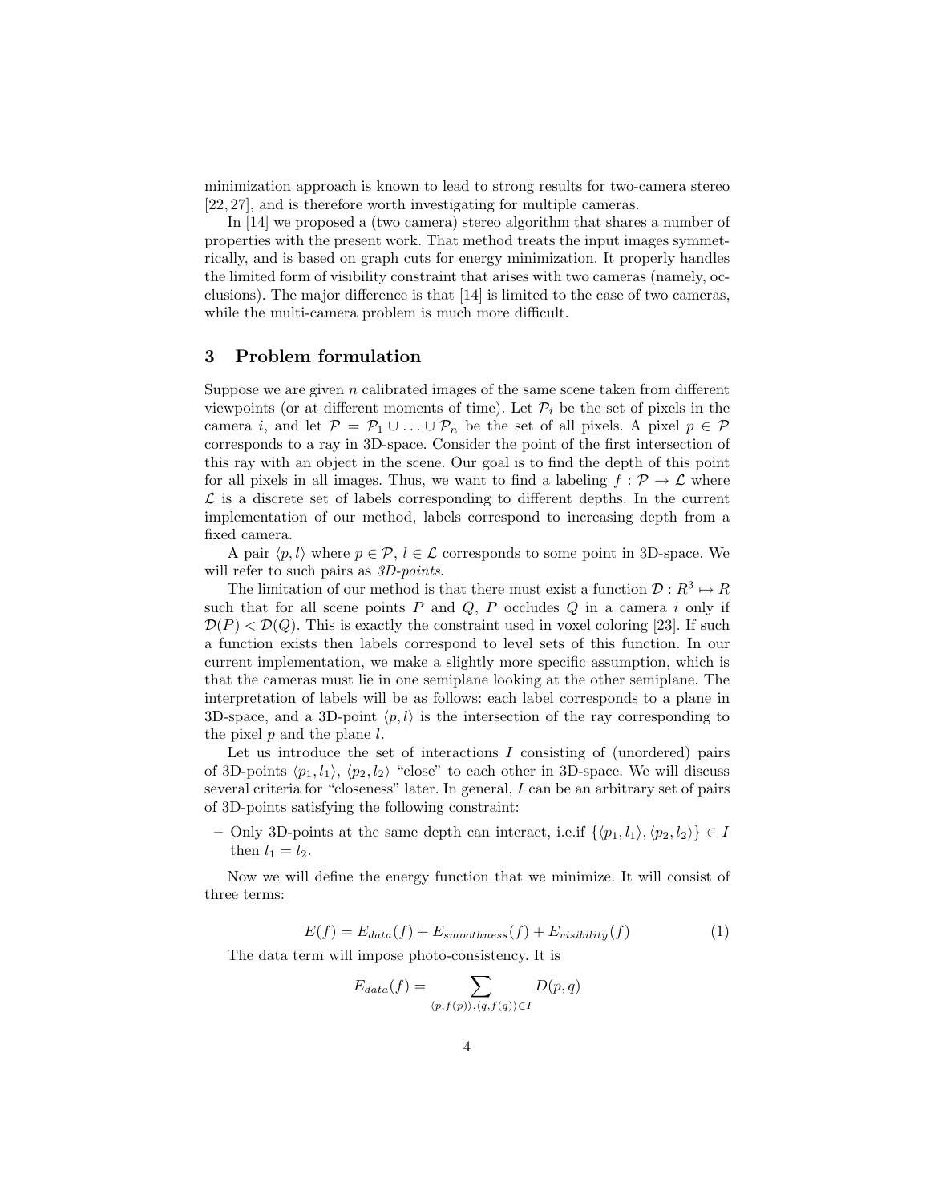minimization approach is known to lead to strong results for two-camera stereo [22, 27], and is therefore worth investigating for multiple cameras.

In [14] we proposed a (two camera) stereo algorithm that shares a number of properties with the present work. That method treats the input images symmetrically, and is based on graph cuts for energy minimization. It properly handles the limited form of visibility constraint that arises with two cameras (namely, occlusions). The major difference is that [14] is limited to the case of two cameras, while the multi-camera problem is much more difficult.

## 3 Problem formulation

Suppose we are given $n$ calibrated images of the same scene taken from different viewpoints (or at different moments of time). Let $\mathcal{P}_i$ be the set of pixels in the camera $i$, and let $\mathcal{P} = \mathcal{P}_1 \cup \ldots \cup \mathcal{P}_n$ be the set of all pixels. A pixel $p \in \mathcal{P}$ corresponds to a ray in 3D-space. Consider the point of the first intersection of this ray with an object in the scene. Our goal is to find the depth of this point for all pixels in all images. Thus, we want to find a labeling $f : \mathcal{P} \to \mathcal{L}$ where $\mathcal{L}$ is a discrete set of labels corresponding to different depths. In the current implementation of our method, labels correspond to increasing depth from a fixed camera.

A pair $\langle p, l \rangle$ where $p \in \mathcal{P}$, $l \in \mathcal{L}$ corresponds to some point in 3D-space. We will refer to such pairs as *3D-points*.

The limitation of our method is that there must exist a function $\mathcal{D} : R^3 \mapsto R$ such that for all scene points $P$ and $Q$, $P$ occludes $Q$ in a camera $i$ only if $\mathcal{D}(P) < \mathcal{D}(Q)$. This is exactly the constraint used in voxel coloring [23]. If such a function exists then labels correspond to level sets of this function. In our current implementation, we make a slightly more specific assumption, which is that the cameras must lie in one semiplane looking at the other semiplane. The interpretation of labels will be as follows: each label corresponds to a plane in 3D-space, and a 3D-point $\langle p, l \rangle$ is the intersection of the ray corresponding to the pixel $p$ and the plane $l$.

Let us introduce the set of interactions $I$ consisting of (unordered) pairs of 3D-points $\langle p_1, l_1 \rangle$, $\langle p_2, l_2 \rangle$ "close" to each other in 3D-space. We will discuss several criteria for "closeness" later. In general, $I$ can be an arbitrary set of pairs of 3D-points satisfying the following constraint:

- Only 3D-points at the same depth can interact, i.e.if $\{\langle p_1, l_1 \rangle, \langle p_2, l_2 \rangle\} \in I$ then $l_1 = l_2$.

Now we will define the energy function that we minimize. It will consist of three terms:

$$E(f) = E_{data}(f) + E_{smoothness}(f) + E_{visibility}(f) \tag{1}$$

The data term will impose photo-consistency. It is

$$E_{data}(f) = \sum_{\langle p, f(p) \rangle, \langle q, f(q) \rangle \in I} D(p, q)$$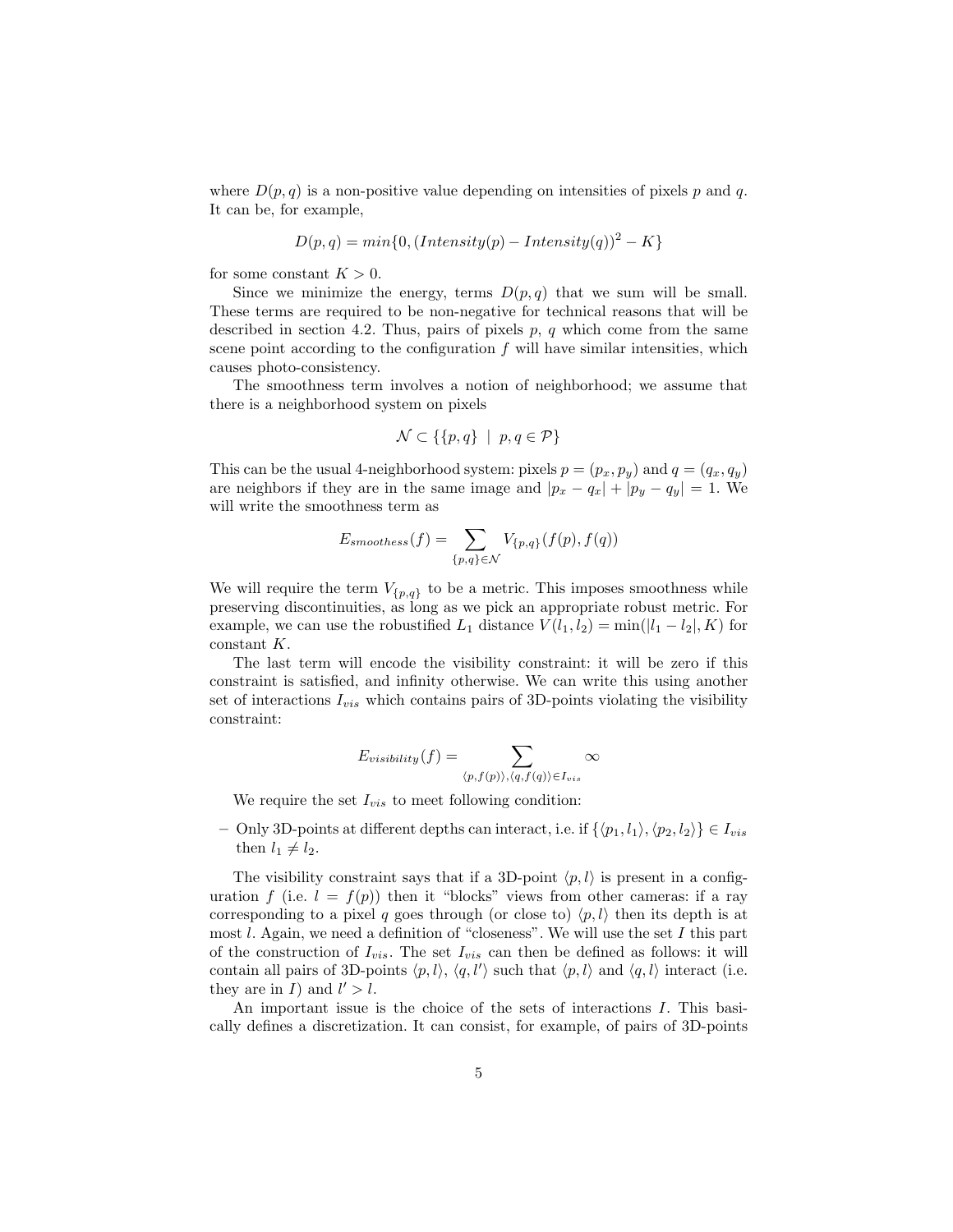where $D(p, q)$ is a non-positive value depending on intensities of pixels $p$ and $q$. It can be, for example,

$$D(p, q) = min\{0, (Intensity(p) - Intensity(q))^2 - K\}$$

for some constant $K > 0$.

Since we minimize the energy, terms $D(p, q)$ that we sum will be small. These terms are required to be non-negative for technical reasons that will be described in section 4.2. Thus, pairs of pixels $p$, $q$ which come from the same scene point according to the configuration $f$ will have similar intensities, which causes photo-consistency.

The smoothness term involves a notion of neighborhood; we assume that there is a neighborhood system on pixels

$$\mathcal{N} \subset \{\{p, q\} \mid p, q \in \mathcal{P}\}$$

This can be the usual 4-neighborhood system: pixels $p = (p_x, p_y)$ and $q = (q_x, q_y)$ are neighbors if they are in the same image and $|p_x - q_x| + |p_y - q_y| = 1$. We will write the smoothness term as

$$E_{smoothess}(f) = \sum_{\{p,q\} \in \mathcal{N}} V_{\{p,q\}}(f(p), f(q))$$

We will require the term $V_{\{p,q\}}$ to be a metric. This imposes smoothness while preserving discontinuities, as long as we pick an appropriate robust metric. For example, we can use the robustified $L_1$ distance $V(l_1, l_2) = \min(|l_1 - l_2|, K)$ for constant $K$.

The last term will encode the visibility constraint: it will be zero if this constraint is satisfied, and infinity otherwise. We can write this using another set of interactions $I_{vis}$ which contains pairs of 3D-points violating the visibility constraint:

$$E_{visibility}(f) = \sum_{\langle p, f(p) \rangle, \langle q, f(q) \rangle \in I_{vis}} \infty$$

We require the set $I_{vis}$ to meet following condition:

– Only 3D-points at different depths can interact, i.e. if $\{\langle p_1, l_1 \rangle, \langle p_2, l_2 \rangle\} \in I_{vis}$ then $l_1 \neq l_2$.

The visibility constraint says that if a 3D-point $\langle p, l \rangle$ is present in a configuration $f$ (i.e. $l = f(p)$) then it "blocks" views from other cameras: if a ray corresponding to a pixel $q$ goes through (or close to) $\langle p, l \rangle$ then its depth is at most $l$. Again, we need a definition of "closeness". We will use the set $I$ this part of the construction of $I_{vis}$. The set $I_{vis}$ can then be defined as follows: it will contain all pairs of 3D-points $\langle p, l \rangle$, $\langle q, l' \rangle$ such that $\langle p, l \rangle$ and $\langle q, l \rangle$ interact (i.e. they are in $I$) and $l' > l$.

An important issue is the choice of the sets of interactions $I$. This basically defines a discretization. It can consist, for example, of pairs of 3D-points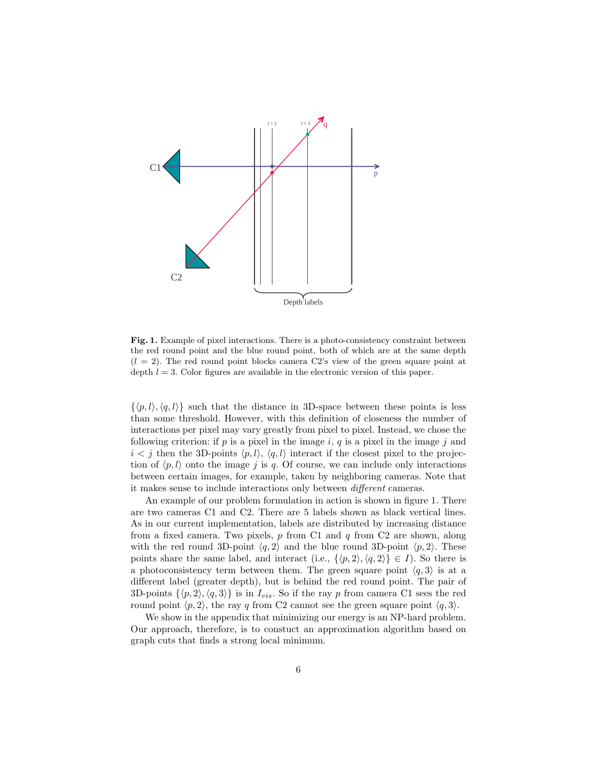**Fig. 1.** Example of pixel interactions. There is a photo-consistency constraint between the red round point and the blue round point, both of which are at the same depth ($l = 2$). The red round point blocks camera C2's view of the green square point at depth $l = 3$. Color figures are available in the electronic version of this paper.

$\{\langle p, l\rangle, \langle q, l\rangle\}$ such that the distance in 3D-space between these points is less than some threshold. However, with this definition of closeness the number of interactions per pixel may vary greatly from pixel to pixel. Instead, we chose the following criterion: if $p$ is a pixel in the image $i$, $q$ is a pixel in the image $j$ and $i < j$ then the 3D-points $\langle p, l\rangle$, $\langle q, l\rangle$ interact if the closest pixel to the projection of $\langle p, l\rangle$ onto the image $j$ is $q$. Of course, we can include only interactions between certain images, for example, taken by neighboring cameras. Note that it makes sense to include interactions only between *different* cameras.

An example of our problem formulation in action is shown in figure 1. There are two cameras C1 and C2. There are 5 labels shown as black vertical lines. As in our current implementation, labels are distributed by increasing distance from a fixed camera. Two pixels, $p$ from C1 and $q$ from C2 are shown, along with the red round 3D-point $\langle q, 2\rangle$ and the blue round 3D-point $\langle p, 2\rangle$. These points share the same label, and interact (i.e., $\{\langle p, 2\rangle, \langle q, 2\rangle\} \in I$). So there is a photoconsistency term between them. The green square point $\langle q, 3\rangle$ is at a different label (greater depth), but is behind the red round point. The pair of 3D-points $\{\langle p, 2\rangle, \langle q, 3\rangle\}$ is in $I_{vis}$. So if the ray $p$ from camera C1 sees the red round point $\langle p, 2\rangle$, the ray $q$ from C2 cannot see the green square point $\langle q, 3\rangle$.

We show in the appendix that minimizing our energy is an NP-hard problem. Our approach, therefore, is to constuct an approximation algorithm based on graph cuts that finds a strong local minimum.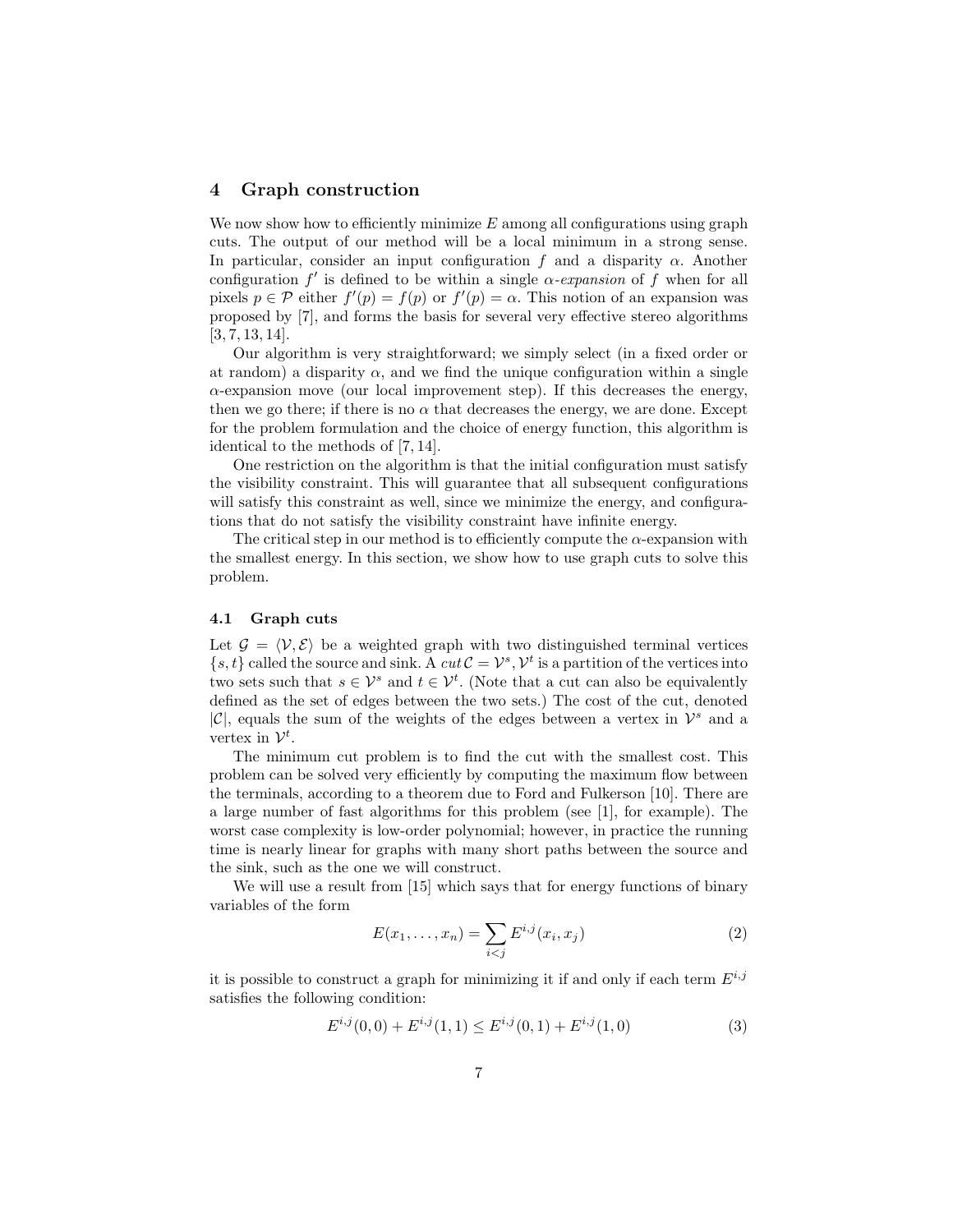## 4 Graph construction

We now show how to efficiently minimize $E$ among all configurations using graph cuts. The output of our method will be a local minimum in a strong sense. In particular, consider an input configuration $f$ and a disparity $\alpha$. Another configuration $f'$ is defined to be within a single *$\alpha$-expansion* of $f$ when for all pixels $p \in \mathcal{P}$ either $f'(p) = f(p)$ or $f'(p) = \alpha$. This notion of an expansion was proposed by [7], and forms the basis for several very effective stereo algorithms [3, 7, 13, 14].

Our algorithm is very straightforward; we simply select (in a fixed order or at random) a disparity $\alpha$, and we find the unique configuration within a single $\alpha$-expansion move (our local improvement step). If this decreases the energy, then we go there; if there is no $\alpha$ that decreases the energy, we are done. Except for the problem formulation and the choice of energy function, this algorithm is identical to the methods of [7, 14].

One restriction on the algorithm is that the initial configuration must satisfy the visibility constraint. This will guarantee that all subsequent configurations will satisfy this constraint as well, since we minimize the energy, and configurations that do not satisfy the visibility constraint have infinite energy.

The critical step in our method is to efficiently compute the $\alpha$-expansion with the smallest energy. In this section, we show how to use graph cuts to solve this problem.

### 4.1 Graph cuts

Let $\mathcal{G} = \langle \mathcal{V}, \mathcal{E} \rangle$ be a weighted graph with two distinguished terminal vertices $\{s, t\}$ called the source and sink. A *cut* $\mathcal{C} = \mathcal{V}^s, \mathcal{V}^t$ is a partition of the vertices into two sets such that $s \in \mathcal{V}^s$ and $t \in \mathcal{V}^t$. (Note that a cut can also be equivalently defined as the set of edges between the two sets.) The cost of the cut, denoted $|\mathcal{C}|$, equals the sum of the weights of the edges between a vertex in $\mathcal{V}^s$ and a vertex in $\mathcal{V}^t$.

The minimum cut problem is to find the cut with the smallest cost. This problem can be solved very efficiently by computing the maximum flow between the terminals, according to a theorem due to Ford and Fulkerson [10]. There are a large number of fast algorithms for this problem (see [1], for example). The worst case complexity is low-order polynomial; however, in practice the running time is nearly linear for graphs with many short paths between the source and the sink, such as the one we will construct.

We will use a result from [15] which says that for energy functions of binary variables of the form

$$E(x_1, \ldots, x_n) = \sum_{i<j} E^{i,j}(x_i, x_j) \tag{2}$$

it is possible to construct a graph for minimizing it if and only if each term $E^{i,j}$ satisfies the following condition:

$$E^{i,j}(0,0) + E^{i,j}(1,1) \leq E^{i,j}(0,1) + E^{i,j}(1,0) \tag{3}$$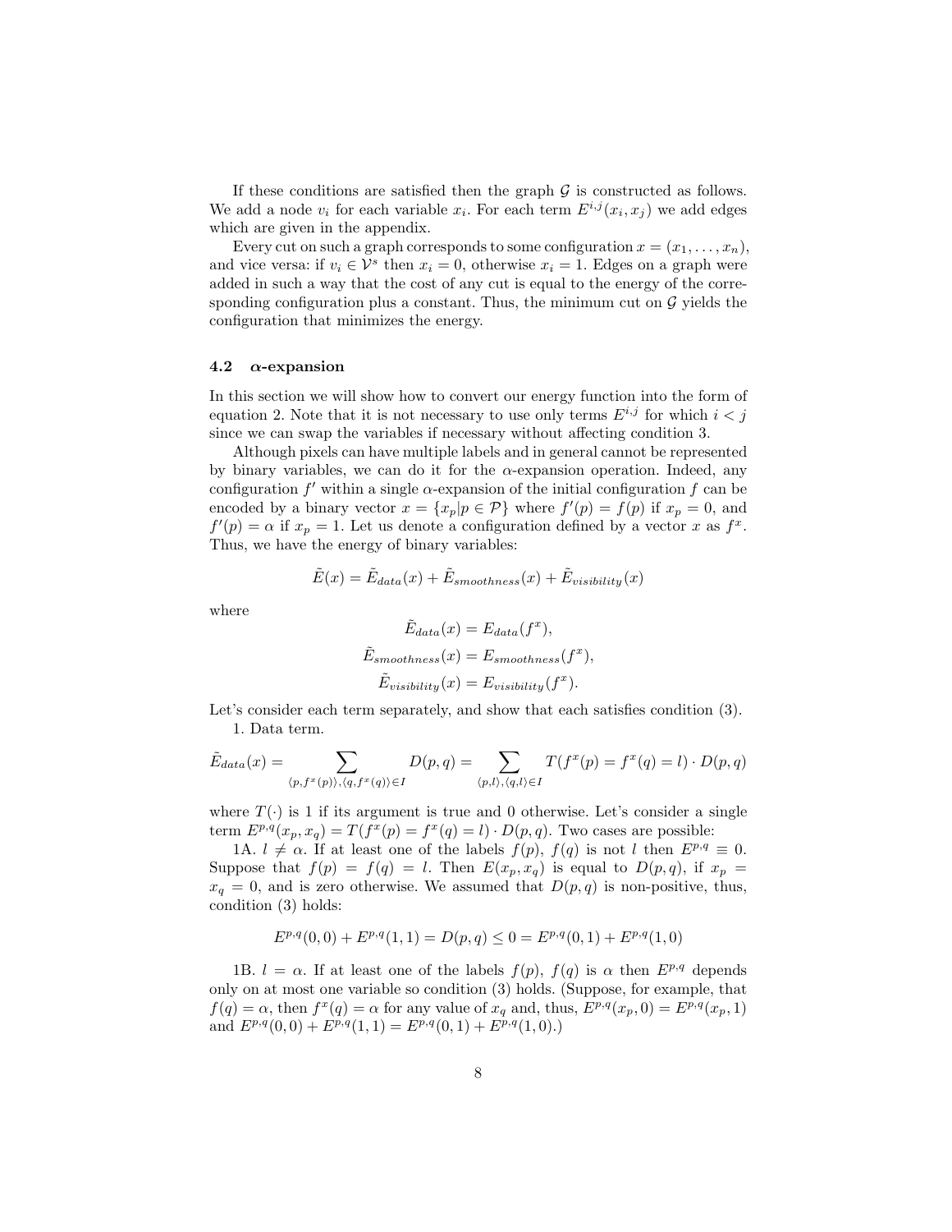If these conditions are satisfied then the graph $\mathcal{G}$ is constructed as follows. We add a node $v_i$ for each variable $x_i$. For each term $E^{i,j}(x_i, x_j)$ we add edges which are given in the appendix.

Every cut on such a graph corresponds to some configuration $x = (x_1, \ldots, x_n)$, and vice versa: if $v_i \in \mathcal{V}^s$ then $x_i = 0$, otherwise $x_i = 1$. Edges on a graph were added in such a way that the cost of any cut is equal to the energy of the corresponding configuration plus a constant. Thus, the minimum cut on $\mathcal{G}$ yields the configuration that minimizes the energy.

### 4.2 $\alpha$-expansion

In this section we will show how to convert our energy function into the form of equation 2. Note that it is not necessary to use only terms $E^{i,j}$ for which $i < j$ since we can swap the variables if necessary without affecting condition 3.

Although pixels can have multiple labels and in general cannot be represented by binary variables, we can do it for the $\alpha$-expansion operation. Indeed, any configuration $f'$ within a single $\alpha$-expansion of the initial configuration $f$ can be encoded by a binary vector $x = \{x_p | p \in \mathcal{P}\}$ where $f'(p) = f(p)$ if $x_p = 0$, and $f'(p) = \alpha$ if $x_p = 1$. Let us denote a configuration defined by a vector $x$ as $f^x$. Thus, we have the energy of binary variables:

$$\tilde{E}(x) = \tilde{E}_{data}(x) + \tilde{E}_{smoothness}(x) + \tilde{E}_{visibility}(x)$$

where

$$\tilde{E}_{data}(x) = E_{data}(f^x),$$

$$\tilde{E}_{smoothness}(x) = E_{smoothness}(f^x),$$

$$\tilde{E}_{visibility}(x) = E_{visibility}(f^x).$$

Let's consider each term separately, and show that each satisfies condition (3).

1. Data term.

$$\tilde{E}_{data}(x) = \sum_{\langle p, f^x(p) \rangle, \langle q, f^x(q) \rangle \in I} D(p,q) = \sum_{\langle p,l \rangle, \langle q,l \rangle \in I} T(f^x(p) = f^x(q) = l) \cdot D(p,q)$$

where $T(\cdot)$ is 1 if its argument is true and 0 otherwise. Let's consider a single term $E^{p,q}(x_p, x_q) = T(f^x(p) = f^x(q) = l) \cdot D(p,q)$. Two cases are possible:

1A. $l \neq \alpha$. If at least one of the labels $f(p)$, $f(q)$ is not $l$ then $E^{p,q} \equiv 0$. Suppose that $f(p) = f(q) = l$. Then $E(x_p, x_q)$ is equal to $D(p,q)$, if $x_p = x_q = 0$, and is zero otherwise. We assumed that $D(p,q)$ is non-positive, thus, condition (3) holds:

$$E^{p,q}(0,0) + E^{p,q}(1,1) = D(p,q) \leq 0 = E^{p,q}(0,1) + E^{p,q}(1,0)$$

1B. $l = \alpha$. If at least one of the labels $f(p)$, $f(q)$ is $\alpha$ then $E^{p,q}$ depends only on at most one variable so condition (3) holds. (Suppose, for example, that $f(q) = \alpha$, then $f^x(q) = \alpha$ for any value of $x_q$ and, thus, $E^{p,q}(x_p, 0) = E^{p,q}(x_p, 1)$ and $E^{p,q}(0,0) + E^{p,q}(1,1) = E^{p,q}(0,1) + E^{p,q}(1,0)$.)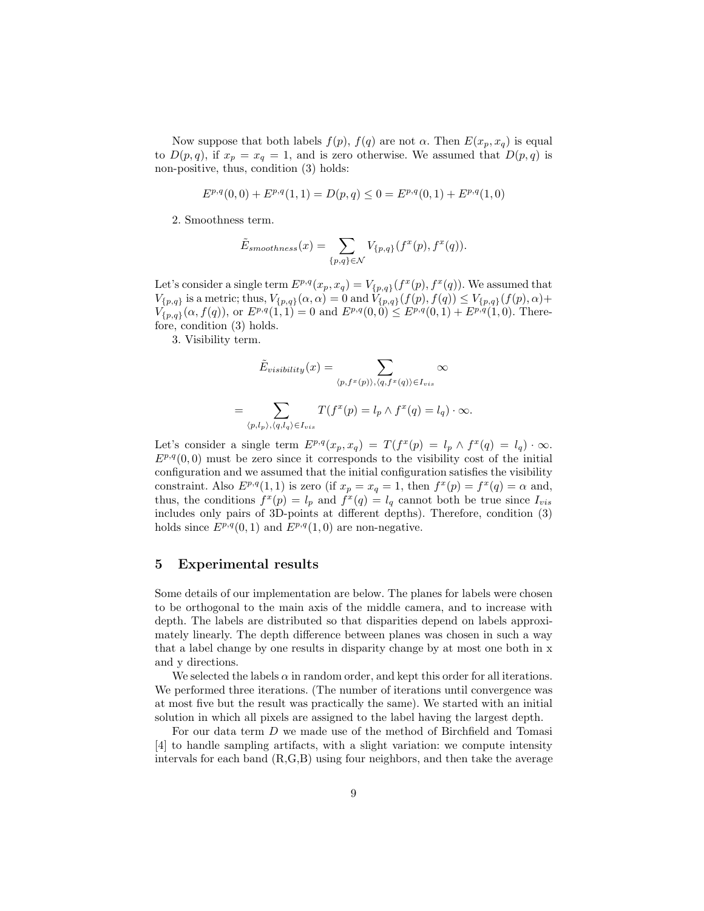Now suppose that both labels $f(p)$, $f(q)$ are not $\alpha$. Then $E(x_p, x_q)$ is equal to $D(p,q)$, if $x_p = x_q = 1$, and is zero otherwise. We assumed that $D(p,q)$ is non-positive, thus, condition (3) holds:

$$E^{p,q}(0,0) + E^{p,q}(1,1) = D(p,q) \leq 0 = E^{p,q}(0,1) + E^{p,q}(1,0)$$

2. Smoothness term.

$$\tilde{E}_{smoothness}(x) = \sum_{\{p,q\} \in \mathcal{N}} V_{\{p,q\}}(f^x(p), f^x(q)).$$

Let's consider a single term $E^{p,q}(x_p, x_q) = V_{\{p,q\}}(f^x(p), f^x(q))$. We assumed that $V_{\{p,q\}}$ is a metric; thus, $V_{\{p,q\}}(\alpha,\alpha) = 0$ and $V_{\{p,q\}}(f(p), f(q)) \leq V_{\{p,q\}}(f(p), \alpha) + V_{\{p,q\}}(\alpha, f(q))$, or $E^{p,q}(1,1) = 0$ and $E^{p,q}(0,0) \leq E^{p,q}(0,1) + E^{p,q}(1,0)$. Therefore, condition (3) holds.

3. Visibility term.

$$\tilde{E}_{visibility}(x) = \sum_{\langle p, f^x(p) \rangle, \langle q, f^x(q) \rangle \in I_{vis}} \infty$$

$$= \sum_{\langle p, l_p \rangle, \langle q, l_q \rangle \in I_{vis}} T(f^x(p) = l_p \wedge f^x(q) = l_q) \cdot \infty.$$

Let's consider a single term $E^{p,q}(x_p, x_q) = T(f^x(p) = l_p \wedge f^x(q) = l_q) \cdot \infty$. $E^{p,q}(0,0)$ must be zero since it corresponds to the visibility cost of the initial configuration and we assumed that the initial configuration satisfies the visibility constraint. Also $E^{p,q}(1,1)$ is zero (if $x_p = x_q = 1$, then $f^x(p) = f^x(q) = \alpha$ and, thus, the conditions $f^x(p) = l_p$ and $f^x(q) = l_q$ cannot both be true since $I_{vis}$ includes only pairs of 3D-points at different depths). Therefore, condition (3) holds since $E^{p,q}(0,1)$ and $E^{p,q}(1,0)$ are non-negative.

## 5 Experimental results

Some details of our implementation are below. The planes for labels were chosen to be orthogonal to the main axis of the middle camera, and to increase with depth. The labels are distributed so that disparities depend on labels approximately linearly. The depth difference between planes was chosen in such a way that a label change by one results in disparity change by at most one both in x and y directions.

We selected the labels $\alpha$ in random order, and kept this order for all iterations. We performed three iterations. (The number of iterations until convergence was at most five but the result was practically the same). We started with an initial solution in which all pixels are assigned to the label having the largest depth.

For our data term $D$ we made use of the method of Birchfield and Tomasi [4] to handle sampling artifacts, with a slight variation: we compute intensity intervals for each band (R,G,B) using four neighbors, and then take the average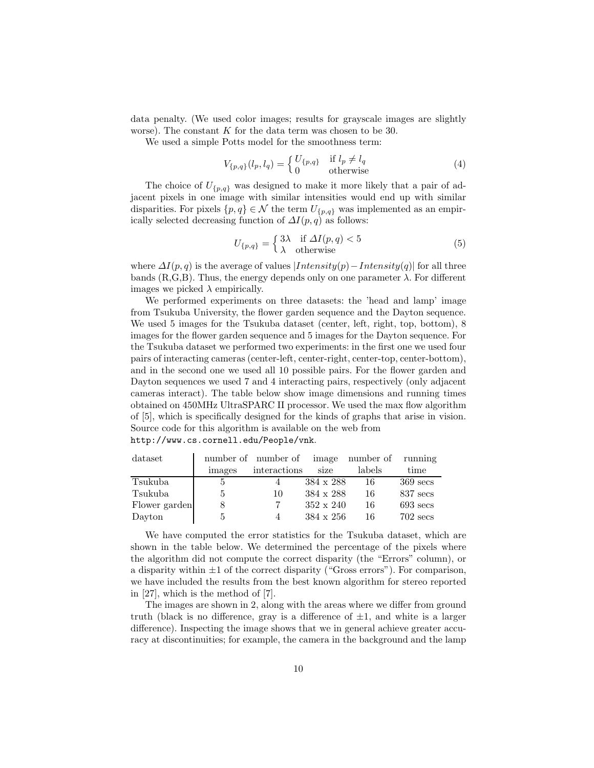data penalty. (We used color images; results for grayscale images are slightly worse). The constant $K$ for the data term was chosen to be 30.

We used a simple Potts model for the smoothness term:

$$V_{\{p,q\}}(l_p, l_q) = \begin{cases} U_{\{p,q\}} & \text{if } l_p \neq l_q \\ 0 & \text{otherwise} \end{cases} \tag{4}$$

The choice of $U_{\{p,q\}}$ was designed to make it more likely that a pair of adjacent pixels in one image with similar intensities would end up with similar disparities. For pixels $\{p,q\} \in \mathcal{N}$ the term $U_{\{p,q\}}$ was implemented as an empirically selected decreasing function of $\Delta I(p,q)$ as follows:

$$U_{\{p,q\}} = \begin{cases} 3\lambda & \text{if } \Delta I(p,q) < 5 \\ \lambda & \text{otherwise} \end{cases} \tag{5}$$

where $\Delta I(p,q)$ is the average of values $|Intensity(p) - Intensity(q)|$ for all three bands (R,G,B). Thus, the energy depends only on one parameter $\lambda$. For different images we picked $\lambda$ empirically.

We performed experiments on three datasets: the 'head and lamp' image from Tsukuba University, the flower garden sequence and the Dayton sequence. We used 5 images for the Tsukuba dataset (center, left, right, top, bottom), 8 images for the flower garden sequence and 5 images for the Dayton sequence. For the Tsukuba dataset we performed two experiments: in the first one we used four pairs of interacting cameras (center-left, center-right, center-top, center-bottom), and in the second one we used all 10 possible pairs. For the flower garden and Dayton sequences we used 7 and 4 interacting pairs, respectively (only adjacent cameras interact). The table below show image dimensions and running times obtained on 450MHz UltraSPARC II processor. We used the max flow algorithm of [5], which is specifically designed for the kinds of graphs that arise in vision. Source code for this algorithm is available on the web from `http://www.cs.cornell.edu/People/vnk`.

| dataset | number of images | number of interactions | image size | number of labels | running time |
|---|---|---|---|---|---|
| Tsukuba | 5 | 4 | 384 x 288 | 16 | 369 secs |
| Tsukuba | 5 | 10 | 384 x 288 | 16 | 837 secs |
| Flower garden | 8 | 7 | 352 x 240 | 16 | 693 secs |
| Dayton | 5 | 4 | 384 x 256 | 16 | 702 secs |

We have computed the error statistics for the Tsukuba dataset, which are shown in the table below. We determined the percentage of the pixels where the algorithm did not compute the correct disparity (the "Errors" column), or a disparity within $\pm 1$ of the correct disparity ("Gross errors"). For comparison, we have included the results from the best known algorithm for stereo reported in [27], which is the method of [7].

The images are shown in 2, along with the areas where we differ from ground truth (black is no difference, gray is a difference of $\pm 1$, and white is a larger difference). Inspecting the image shows that we in general achieve greater accuracy at discontinuities; for example, the camera in the background and the lamp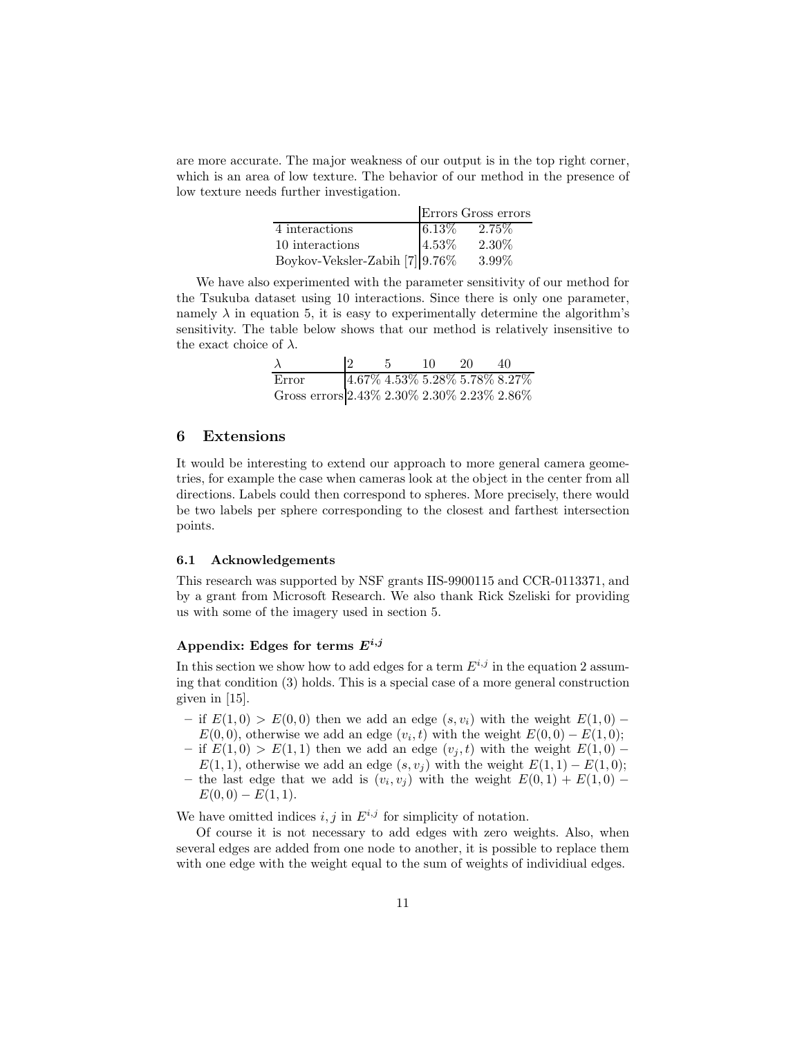are more accurate. The major weakness of our output is in the top right corner, which is an area of low texture. The behavior of our method in the presence of low texture needs further investigation.

| | Errors | Gross errors |
|---|---|---|
| 4 interactions | 6.13% | 2.75% |
| 10 interactions | 4.53% | 2.30% |
| Boykov-Veksler-Zabih [7] | 9.76% | 3.99% |

We have also experimented with the parameter sensitivity of our method for the Tsukuba dataset using 10 interactions. Since there is only one parameter, namely $\lambda$ in equation 5, it is easy to experimentally determine the algorithm's sensitivity. The table below shows that our method is relatively insensitive to the exact choice of $\lambda$.

| $\lambda$ | 2 | 5 | 10 | 20 | 40 |
|---|---|---|---|---|---|
| Error | 4.67% | 4.53% | 5.28% | 5.78% | 8.27% |
| Gross errors | 2.43% | 2.30% | 2.30% | 2.23% | 2.86% |

## 6 Extensions

It would be interesting to extend our approach to more general camera geometries, for example the case when cameras look at the object in the center from all directions. Labels could then correspond to spheres. More precisely, there would be two labels per sphere corresponding to the closest and farthest intersection points.

### 6.1 Acknowledgements

This research was supported by NSF grants IIS-9900115 and CCR-0113371, and by a grant from Microsoft Research. We also thank Rick Szeliski for providing us with some of the imagery used in section 5.

### Appendix: Edges for terms $E^{i,j}$

In this section we show how to add edges for a term $E^{i,j}$ in the equation 2 assuming that condition (3) holds. This is a special case of a more general construction given in [15].

- if $E(1,0) > E(0,0)$ then we add an edge $(s, v_i)$ with the weight $E(1,0) - E(0,0)$, otherwise we add an edge $(v_i, t)$ with the weight $E(0,0) - E(1,0)$;
- if $E(1,0) > E(1,1)$ then we add an edge $(v_j, t)$ with the weight $E(1,0) - E(1,1)$, otherwise we add an edge $(s, v_j)$ with the weight $E(1,1) - E(1,0)$;
- the last edge that we add is $(v_i, v_j)$ with the weight $E(0,1) + E(1,0) - E(0,0) - E(1,1)$.

We have omitted indices $i, j$ in $E^{i,j}$ for simplicity of notation.

Of course it is not necessary to add edges with zero weights. Also, when several edges are added from one node to another, it is possible to replace them with one edge with the weight equal to the sum of weights of individiual edges.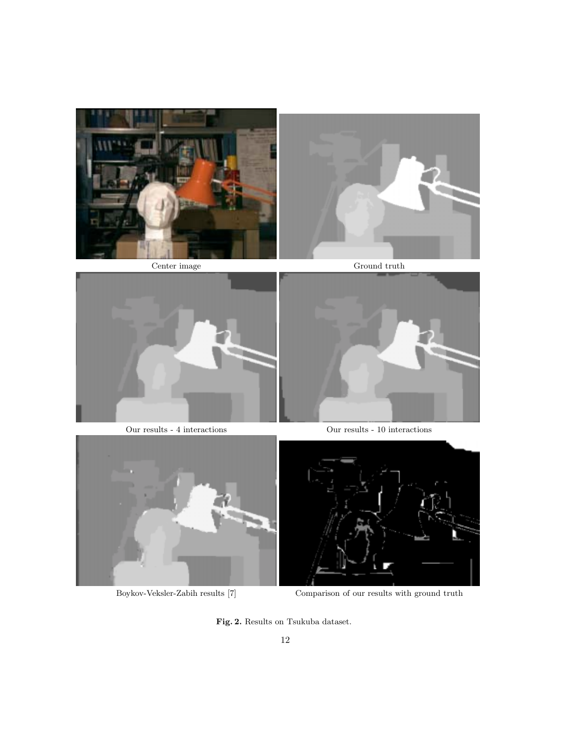Center image

Ground truth

Our results - 4 interactions

Our results - 10 interactions

Boykov-Veksler-Zabih results [7]

Comparison of our results with ground truth

**Fig. 2.** Results on Tsukuba dataset.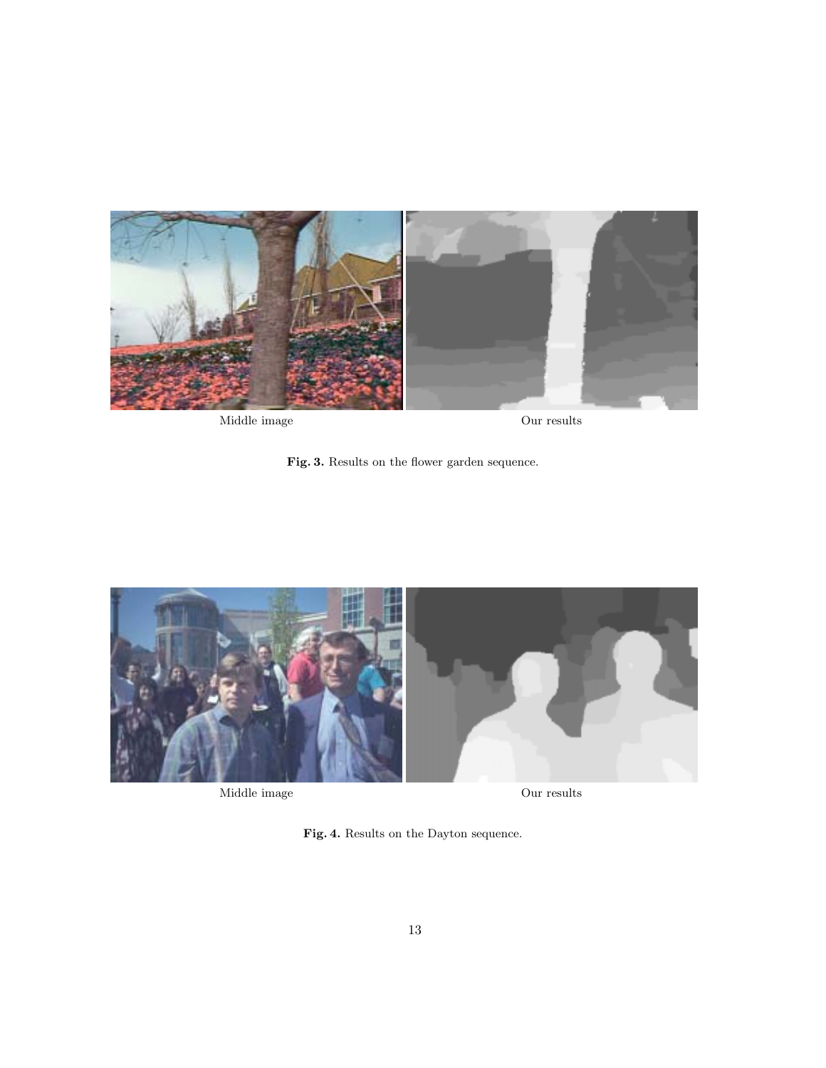Middle image

Our results

**Fig. 3.** Results on the flower garden sequence.

Middle image

Our results

**Fig. 4.** Results on the Dayton sequence.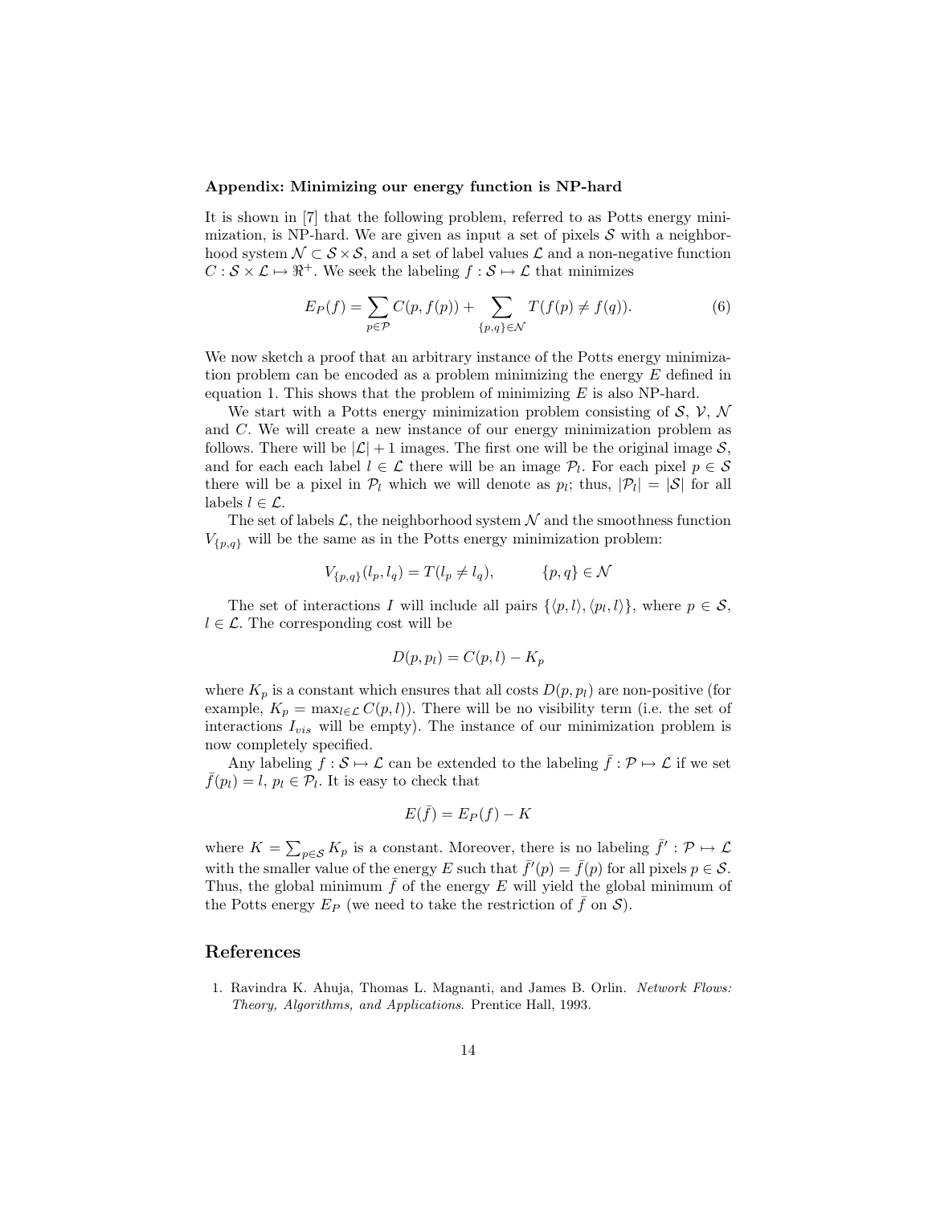### Appendix: Minimizing our energy function is NP-hard

It is shown in [7] that the following problem, referred to as Potts energy minimization, is NP-hard. We are given as input a set of pixels $\mathcal{S}$ with a neighborhood system $\mathcal{N} \subset \mathcal{S} \times \mathcal{S}$, and a set of label values $\mathcal{L}$ and a non-negative function $C : \mathcal{S} \times \mathcal{L} \mapsto \Re^{+}$. We seek the labeling $f : \mathcal{S} \mapsto \mathcal{L}$ that minimizes

$$E_P(f) = \sum_{p \in \mathcal{P}} C(p, f(p)) + \sum_{\{p,q\} \in \mathcal{N}} T(f(p) \neq f(q)). \tag{6}$$

We now sketch a proof that an arbitrary instance of the Potts energy minimization problem can be encoded as a problem minimizing the energy $E$ defined in equation 1. This shows that the problem of minimizing $E$ is also NP-hard.

We start with a Potts energy minimization problem consisting of $\mathcal{S}$, $\mathcal{V}$, $\mathcal{N}$ and $C$. We will create a new instance of our energy minimization problem as follows. There will be $|\mathcal{L}| + 1$ images. The first one will be the original image $\mathcal{S}$, and for each each label $l \in \mathcal{L}$ there will be an image $\mathcal{P}_l$. For each pixel $p \in \mathcal{S}$ there will be a pixel in $\mathcal{P}_l$ which we will denote as $p_l$; thus, $|\mathcal{P}_l| = |\mathcal{S}|$ for all labels $l \in \mathcal{L}$.

The set of labels $\mathcal{L}$, the neighborhood system $\mathcal{N}$ and the smoothness function $V_{\{p,q\}}$ will be the same as in the Potts energy minimization problem:

$$V_{\{p,q\}}(l_p, l_q) = T(l_p \neq l_q), \qquad \{p, q\} \in \mathcal{N}$$

The set of interactions $I$ will include all pairs $\{\langle p, l\rangle, \langle p_l, l\rangle\}$, where $p \in \mathcal{S}$, $l \in \mathcal{L}$. The corresponding cost will be

$$D(p, p_l) = C(p, l) - K_p$$

where $K_p$ is a constant which ensures that all costs $D(p, p_l)$ are non-positive (for example, $K_p = \max_{l \in \mathcal{L}} C(p, l)$). There will be no visibility term (i.e. the set of interactions $I_{vis}$ will be empty). The instance of our minimization problem is now completely specified.

Any labeling $f : \mathcal{S} \mapsto \mathcal{L}$ can be extended to the labeling $\bar{f} : \mathcal{P} \mapsto \mathcal{L}$ if we set $\bar{f}(p_l) = l$, $p_l \in \mathcal{P}_l$. It is easy to check that

$$E(\bar{f}) = E_P(f) - K$$

where $K = \sum_{p \in \mathcal{S}} K_p$ is a constant. Moreover, there is no labeling $\bar{f}' : \mathcal{P} \mapsto \mathcal{L}$ with the smaller value of the energy $E$ such that $\bar{f}'(p) = \bar{f}(p)$ for all pixels $p \in \mathcal{S}$. Thus, the global minimum $\bar{f}$ of the energy $E$ will yield the global minimum of the Potts energy $E_P$ (we need to take the restriction of $\bar{f}$ on $\mathcal{S}$).

## References

1. Ravindra K. Ahuja, Thomas L. Magnanti, and James B. Orlin. *Network Flows: Theory, Algorithms, and Applications*. Prentice Hall, 1993.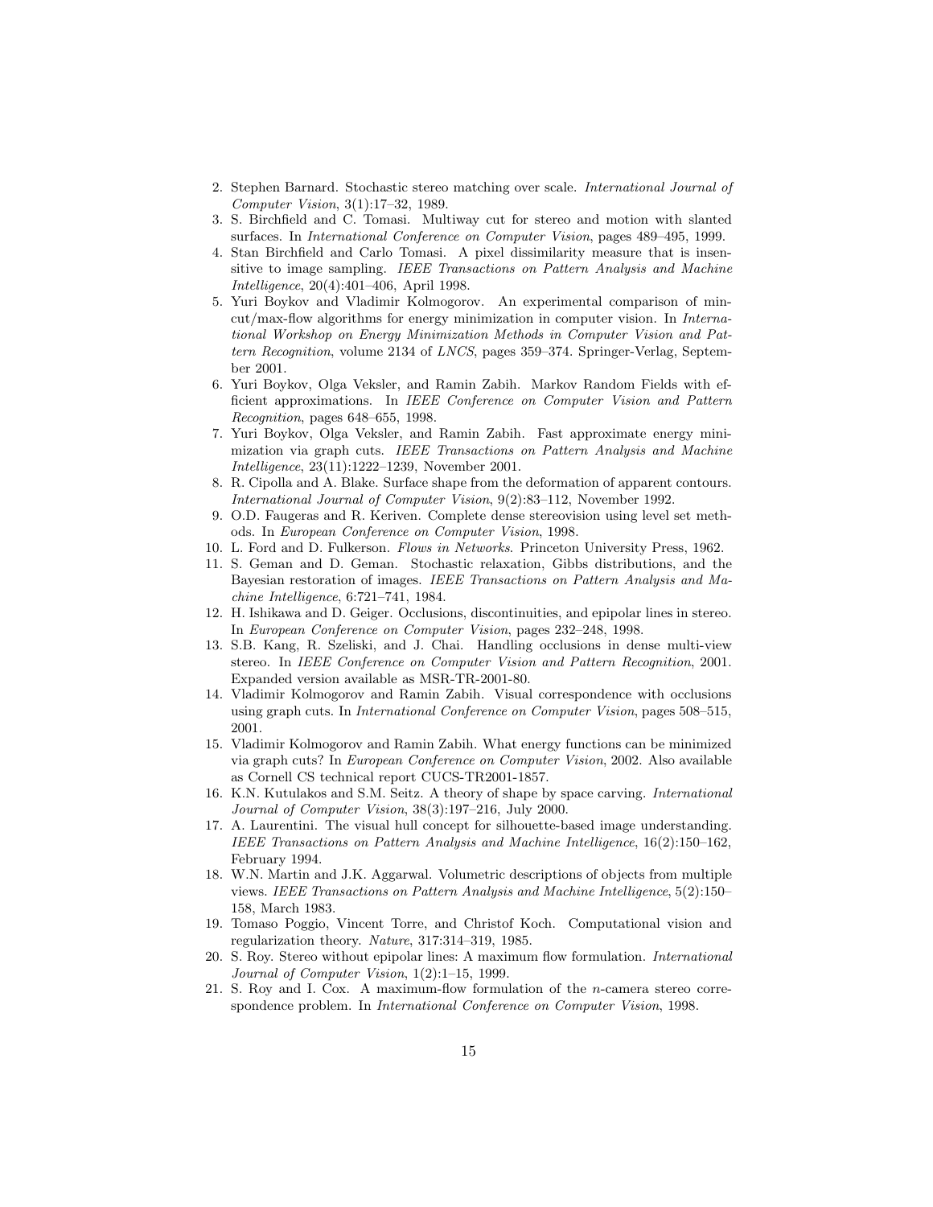2. Stephen Barnard. Stochastic stereo matching over scale. *International Journal of Computer Vision*, 3(1):17–32, 1989.
3. S. Birchfield and C. Tomasi. Multiway cut for stereo and motion with slanted surfaces. In *International Conference on Computer Vision*, pages 489–495, 1999.
4. Stan Birchfield and Carlo Tomasi. A pixel dissimilarity measure that is insensitive to image sampling. *IEEE Transactions on Pattern Analysis and Machine Intelligence*, 20(4):401–406, April 1998.
5. Yuri Boykov and Vladimir Kolmogorov. An experimental comparison of min-cut/max-flow algorithms for energy minimization in computer vision. In *International Workshop on Energy Minimization Methods in Computer Vision and Pattern Recognition*, volume 2134 of *LNCS*, pages 359–374. Springer-Verlag, September 2001.
6. Yuri Boykov, Olga Veksler, and Ramin Zabih. Markov Random Fields with efficient approximations. In *IEEE Conference on Computer Vision and Pattern Recognition*, pages 648–655, 1998.
7. Yuri Boykov, Olga Veksler, and Ramin Zabih. Fast approximate energy minimization via graph cuts. *IEEE Transactions on Pattern Analysis and Machine Intelligence*, 23(11):1222–1239, November 2001.
8. R. Cipolla and A. Blake. Surface shape from the deformation of apparent contours. *International Journal of Computer Vision*, 9(2):83–112, November 1992.
9. O.D. Faugeras and R. Keriven. Complete dense stereovision using level set methods. In *European Conference on Computer Vision*, 1998.
10. L. Ford and D. Fulkerson. *Flows in Networks*. Princeton University Press, 1962.
11. S. Geman and D. Geman. Stochastic relaxation, Gibbs distributions, and the Bayesian restoration of images. *IEEE Transactions on Pattern Analysis and Machine Intelligence*, 6:721–741, 1984.
12. H. Ishikawa and D. Geiger. Occlusions, discontinuities, and epipolar lines in stereo. In *European Conference on Computer Vision*, pages 232–248, 1998.
13. S.B. Kang, R. Szeliski, and J. Chai. Handling occlusions in dense multi-view stereo. In *IEEE Conference on Computer Vision and Pattern Recognition*, 2001. Expanded version available as MSR-TR-2001-80.
14. Vladimir Kolmogorov and Ramin Zabih. Visual correspondence with occlusions using graph cuts. In *International Conference on Computer Vision*, pages 508–515, 2001.
15. Vladimir Kolmogorov and Ramin Zabih. What energy functions can be minimized via graph cuts? In *European Conference on Computer Vision*, 2002. Also available as Cornell CS technical report CUCS-TR2001-1857.
16. K.N. Kutulakos and S.M. Seitz. A theory of shape by space carving. *International Journal of Computer Vision*, 38(3):197–216, July 2000.
17. A. Laurentini. The visual hull concept for silhouette-based image understanding. *IEEE Transactions on Pattern Analysis and Machine Intelligence*, 16(2):150–162, February 1994.
18. W.N. Martin and J.K. Aggarwal. Volumetric descriptions of objects from multiple views. *IEEE Transactions on Pattern Analysis and Machine Intelligence*, 5(2):150–158, March 1983.
19. Tomaso Poggio, Vincent Torre, and Christof Koch. Computational vision and regularization theory. *Nature*, 317:314–319, 1985.
20. S. Roy. Stereo without epipolar lines: A maximum flow formulation. *International Journal of Computer Vision*, 1(2):1–15, 1999.
21. S. Roy and I. Cox. A maximum-flow formulation of the $n$-camera stereo correspondence problem. In *International Conference on Computer Vision*, 1998.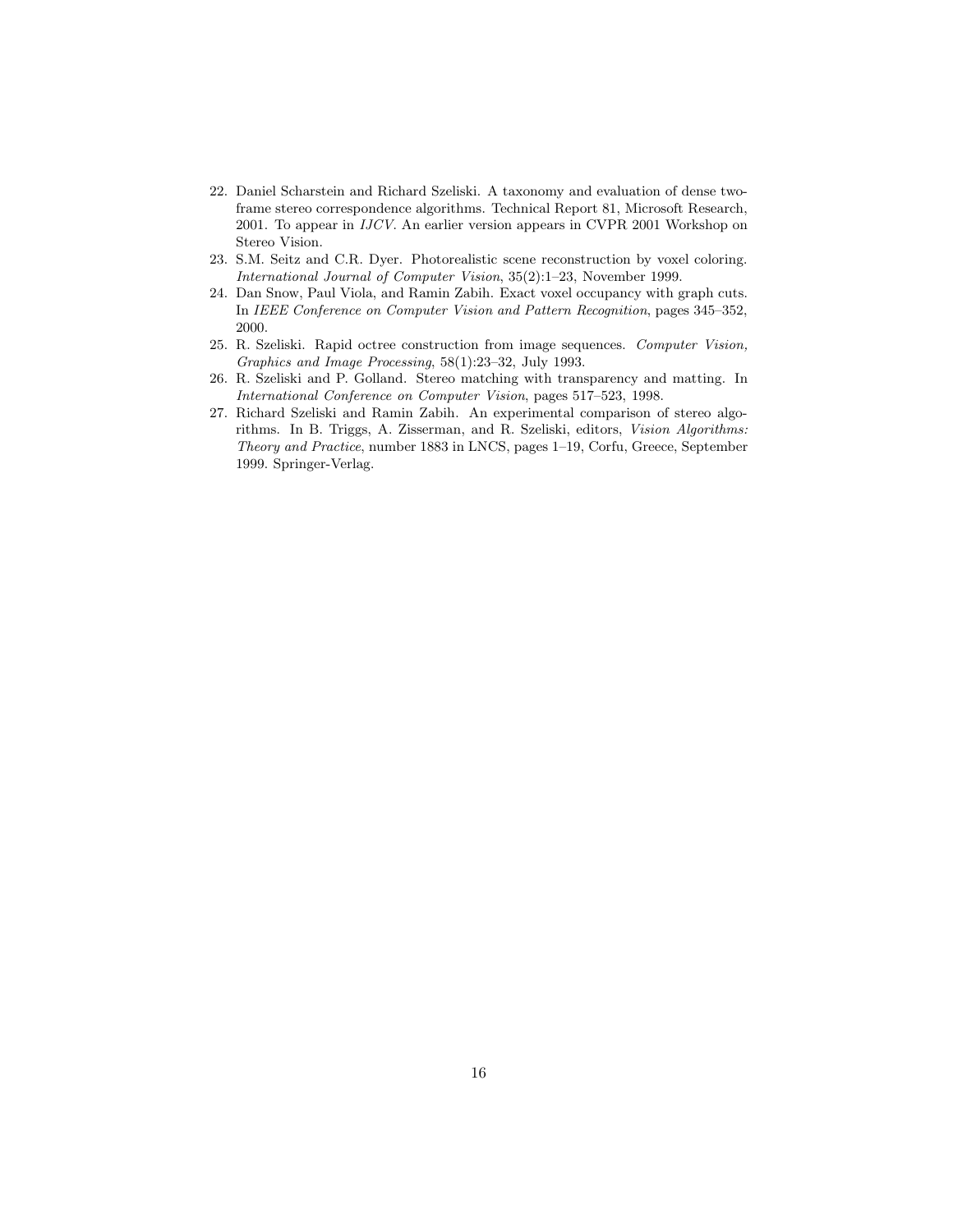22. Daniel Scharstein and Richard Szeliski. A taxonomy and evaluation of dense two-frame stereo correspondence algorithms. Technical Report 81, Microsoft Research, 2001. To appear in *IJCV*. An earlier version appears in CVPR 2001 Workshop on Stereo Vision.
23. S.M. Seitz and C.R. Dyer. Photorealistic scene reconstruction by voxel coloring. *International Journal of Computer Vision*, 35(2):1–23, November 1999.
24. Dan Snow, Paul Viola, and Ramin Zabih. Exact voxel occupancy with graph cuts. In *IEEE Conference on Computer Vision and Pattern Recognition*, pages 345–352, 2000.
25. R. Szeliski. Rapid octree construction from image sequences. *Computer Vision, Graphics and Image Processing*, 58(1):23–32, July 1993.
26. R. Szeliski and P. Golland. Stereo matching with transparency and matting. In *International Conference on Computer Vision*, pages 517–523, 1998.
27. Richard Szeliski and Ramin Zabih. An experimental comparison of stereo algorithms. In B. Triggs, A. Zisserman, and R. Szeliski, editors, *Vision Algorithms: Theory and Practice*, number 1883 in LNCS, pages 1–19, Corfu, Greece, September 1999. Springer-Verlag.